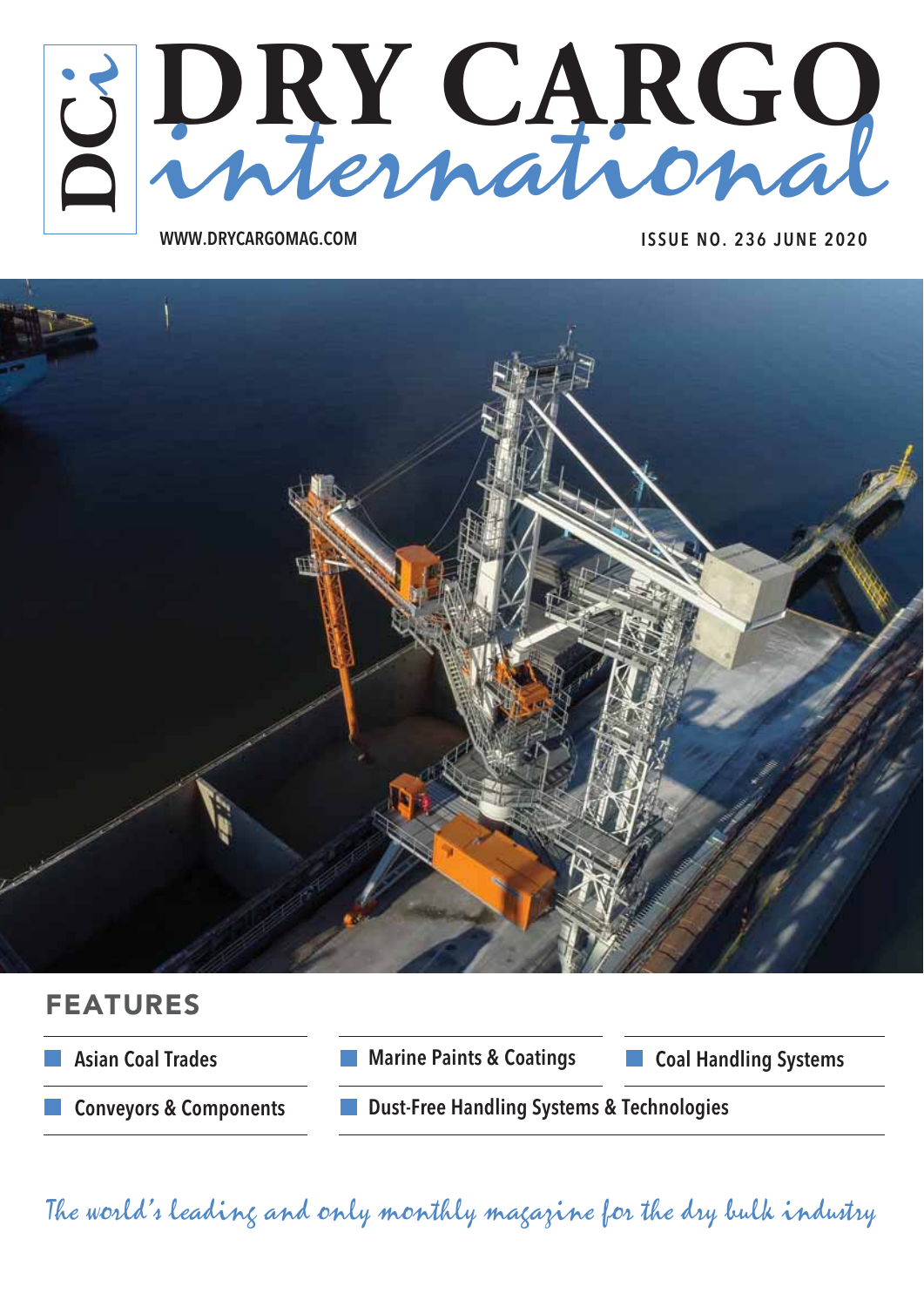# DRY CARGO *international*

WWW.DRYCARGOMAG.COM

ISSUE NO. 236 JUNE 2020

## FEATURES

- Asian Coal Trades
- Marine Paints & Coatings
- Coal Handling Systems
- Conveyors & Components
- Dust-Free Handling Systems & Technologies

*The world's leading and only monthly magazine for the dry bulk industry*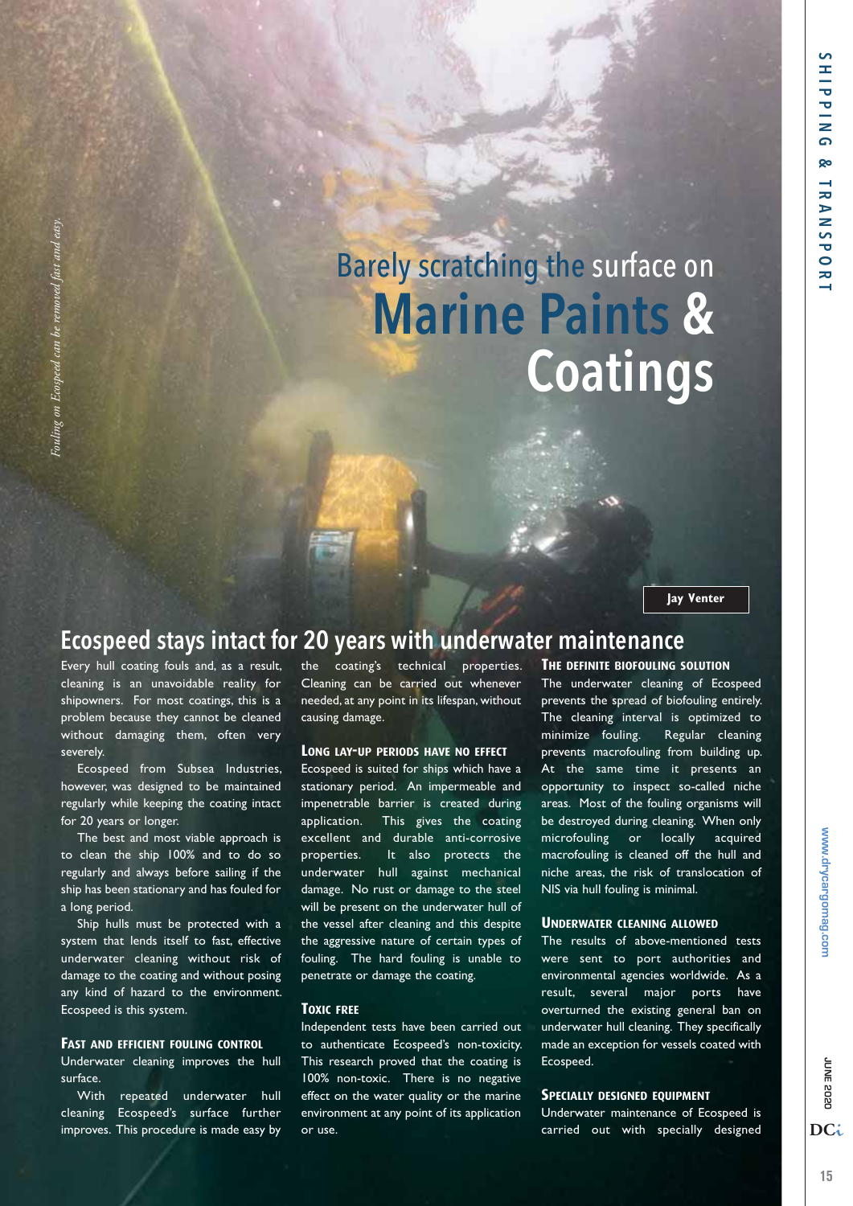*Fouling on Ecospeed can be removed fast and easy.*

# Barely scratching the surface on Marine Paints & Coatings

**Jay Venter**

## Ecospeed stays intact for 20 years with underwater maintenance

Every hull coating fouls and, as a result, cleaning is an unavoidable reality for shipowners. For most coatings, this is a problem because they cannot be cleaned without damaging them, often very severely.

Ecospeed from Subsea Industries, however, was designed to be maintained regularly while keeping the coating intact for 20 years or longer.

The best and most viable approach is to clean the ship 100% and to do so regularly and always before sailing if the ship has been stationary and has fouled for a long period.

Ship hulls must be protected with a system that lends itself to fast, effective underwater cleaning without risk of damage to the coating and without posing any kind of hazard to the environment. Ecospeed is this system.

### Fast and efficient fouling control

Underwater cleaning improves the hull surface.

With repeated underwater hull cleaning Ecospeed's surface further improves. This procedure is made easy by the coating's technical properties. Cleaning can be carried out whenever needed, at any point in its lifespan, without causing damage.

### Long lay-up periods have no effect

Ecospeed is suited for ships which have a stationary period. An impermeable and impenetrable barrier is created during application. This gives the coating excellent and durable anti-corrosive properties. It also protects the underwater hull against mechanical damage. No rust or damage to the steel will be present on the underwater hull of the vessel after cleaning and this despite the aggressive nature of certain types of fouling. The hard fouling is unable to penetrate or damage the coating.

### Toxic free

Independent tests have been carried out to authenticate Ecospeed's non-toxicity. This research proved that the coating is 100% non-toxic. There is no negative effect on the water quality or the marine environment at any point of its application or use.

### The definite biofouling solution

The underwater cleaning of Ecospeed prevents the spread of biofouling entirely. The cleaning interval is optimized to minimize fouling. Regular cleaning prevents macrofouling from building up. At the same time it presents an opportunity to inspect so-called niche areas. Most of the fouling organisms will be destroyed during cleaning. When only microfouling or locally acquired macrofouling is cleaned off the hull and niche areas, the risk of translocation of NIS via hull fouling is minimal.

### Underwater cleaning allowed

The results of above-mentioned tests were sent to port authorities and environmental agencies worldwide. As a result, several major ports have overturned the existing general ban on underwater hull cleaning. They specifically made an exception for vessels coated with Ecospeed.

### Specially designed equipment

Underwater maintenance of Ecospeed is carried out with specially designed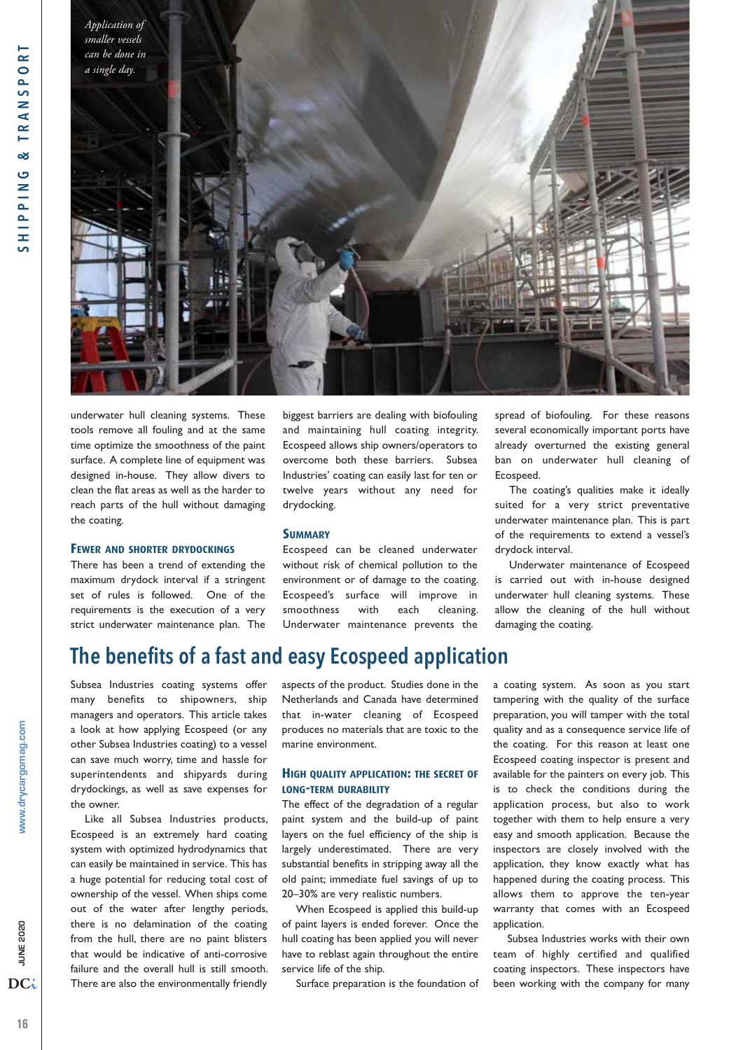*Application of smaller vessels can be done in a single day.*

underwater hull cleaning systems. These tools remove all fouling and at the same time optimize the smoothness of the paint surface. A complete line of equipment was designed in-house. They allow divers to clean the flat areas as well as the harder to reach parts of the hull without damaging the coating.

### Fewer and shorter drydockings

There has been a trend of extending the maximum drydock interval if a stringent set of rules is followed. One of the requirements is the execution of a very strict underwater maintenance plan. The biggest barriers are dealing with biofouling and maintaining hull coating integrity. Ecospeed allows ship owners/operators to overcome both these barriers. Subsea Industries' coating can easily last for ten or twelve years without any need for drydocking.

### Summary

Ecospeed can be cleaned underwater without risk of chemical pollution to the environment or of damage to the coating. Ecospeed's surface will improve in smoothness with each cleaning. Underwater maintenance prevents the spread of biofouling. For these reasons several economically important ports have already overturned the existing general ban on underwater hull cleaning of Ecospeed.

The coating's qualities make it ideally suited for a very strict preventative underwater maintenance plan. This is part of the requirements to extend a vessel's drydock interval.

Underwater maintenance of Ecospeed is carried out with in-house designed underwater hull cleaning systems. These allow the cleaning of the hull without damaging the coating.

## The benefits of a fast and easy Ecospeed application

Subsea Industries coating systems offer many benefits to shipowners, ship managers and operators. This article takes a look at how applying Ecospeed (or any other Subsea Industries coating) to a vessel can save much worry, time and hassle for superintendents and shipyards during drydockings, as well as save expenses for the owner.

Like all Subsea Industries products, Ecospeed is an extremely hard coating system with optimized hydrodynamics that can easily be maintained in service. This has a huge potential for reducing total cost of ownership of the vessel. When ships come out of the water after lengthy periods, there is no delamination of the coating from the hull, there are no paint blisters that would be indicative of anti-corrosive failure and the overall hull is still smooth. There are also the environmentally friendly aspects of the product. Studies done in the Netherlands and Canada have determined that in-water cleaning of Ecospeed produces no materials that are toxic to the marine environment.

### High quality application: the secret of long-term durability

The effect of the degradation of a regular paint system and the build-up of paint layers on the fuel efficiency of the ship is largely underestimated. There are very substantial benefits in stripping away all the old paint; immediate fuel savings of up to 20–30% are very realistic numbers.

When Ecospeed is applied this build-up of paint layers is ended forever. Once the hull coating has been applied you will never have to reblast again throughout the entire service life of the ship.

Surface preparation is the foundation of a coating system. As soon as you start tampering with the quality of the surface preparation, you will tamper with the total quality and as a consequence service life of the coating. For this reason at least one Ecospeed coating inspector is present and available for the painters on every job. This is to check the conditions during the application process, but also to work together with them to help ensure a very easy and smooth application. Because the inspectors are closely involved with the application, they know exactly what has happened during the coating process. This allows them to approve the ten-year warranty that comes with an Ecospeed application.

Subsea Industries works with their own team of highly certified and qualified coating inspectors. These inspectors have been working with the company for many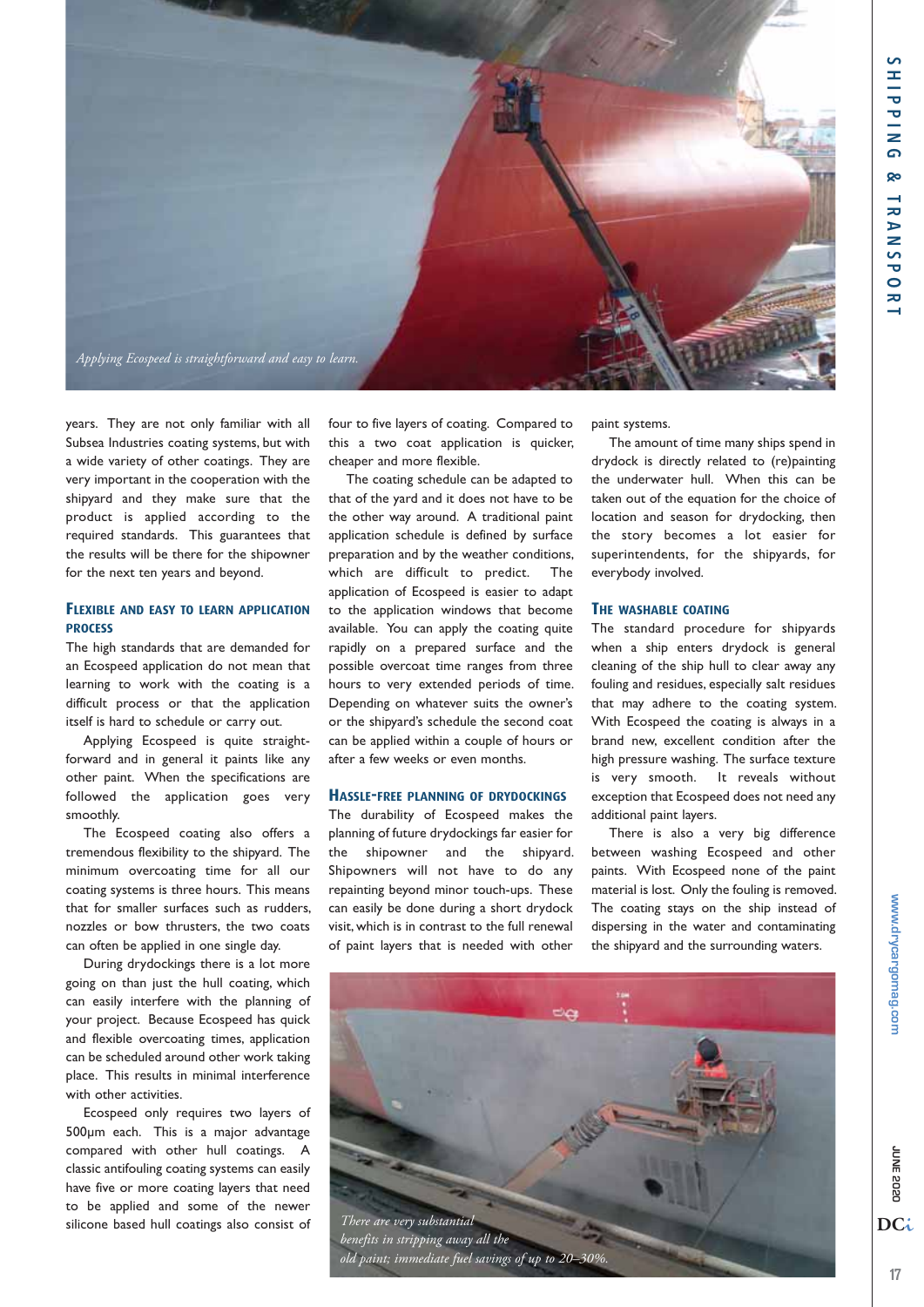*Applying Ecospeed is straightforward and easy to learn.*

years. They are not only familiar with all Subsea Industries coating systems, but with a wide variety of other coatings. They are very important in the cooperation with the shipyard and they make sure that the product is applied according to the required standards. This guarantees that the results will be there for the shipowner for the next ten years and beyond.

### Flexible and easy to learn application process

The high standards that are demanded for an Ecospeed application do not mean that learning to work with the coating is a difficult process or that the application itself is hard to schedule or carry out.

Applying Ecospeed is quite straightforward and in general it paints like any other paint. When the specifications are followed the application goes very smoothly.

The Ecospeed coating also offers a tremendous flexibility to the shipyard. The minimum overcoating time for all our coating systems is three hours. This means that for smaller surfaces such as rudders, nozzles or bow thrusters, the two coats can often be applied in one single day.

During drydockings there is a lot more going on than just the hull coating, which can easily interfere with the planning of your project. Because Ecospeed has quick and flexible overcoating times, application can be scheduled around other work taking place. This results in minimal interference with other activities.

Ecospeed only requires two layers of 500µm each. This is a major advantage compared with other hull coatings. A classic antifouling coating systems can easily have five or more coating layers that need to be applied and some of the newer silicone based hull coatings also consist of four to five layers of coating. Compared to this a two coat application is quicker, cheaper and more flexible.

The coating schedule can be adapted to that of the yard and it does not have to be the other way around. A traditional paint application schedule is defined by surface preparation and by the weather conditions, which are difficult to predict. The application of Ecospeed is easier to adapt to the application windows that become available. You can apply the coating quite rapidly on a prepared surface and the possible overcoat time ranges from three hours to very extended periods of time. Depending on whatever suits the owner's or the shipyard's schedule the second coat can be applied within a couple of hours or after a few weeks or even months.

### Hassle-free planning of drydockings

The durability of Ecospeed makes the planning of future drydockings far easier for the shipowner and the shipyard. Shipowners will not have to do any repainting beyond minor touch-ups. These can easily be done during a short drydock visit, which is in contrast to the full renewal of paint layers that is needed with other paint systems.

The amount of time many ships spend in drydock is directly related to (re)painting the underwater hull. When this can be taken out of the equation for the choice of location and season for drydocking, then the story becomes a lot easier for superintendents, for the shipyards, for everybody involved.

### The washable coating

The standard procedure for shipyards when a ship enters drydock is general cleaning of the ship hull to clear away any fouling and residues, especially salt residues that may adhere to the coating system. With Ecospeed the coating is always in a brand new, excellent condition after the high pressure washing. The surface texture is very smooth. It reveals without exception that Ecospeed does not need any additional paint layers.

There is also a very big difference between washing Ecospeed and other paints. With Ecospeed none of the paint material is lost. Only the fouling is removed. The coating stays on the ship instead of dispersing in the water and contaminating the shipyard and the surrounding waters.

*There are very substantial benefits in stripping away all the old paint; immediate fuel savings of up to 20–30%.*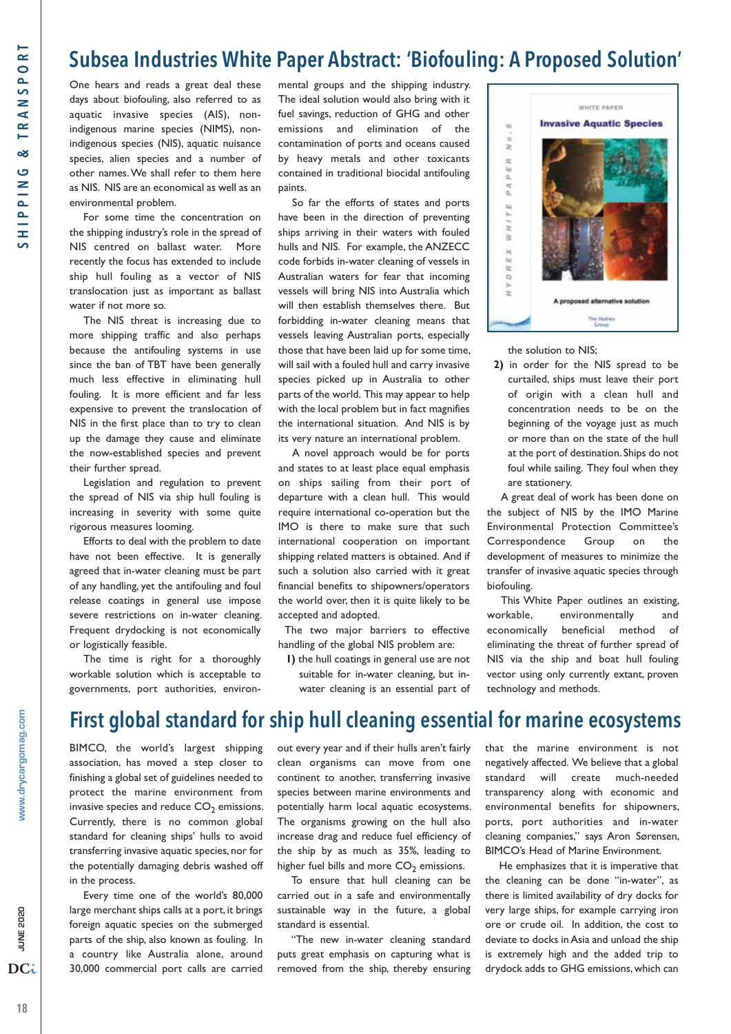# Subsea Industries White Paper Abstract: 'Biofouling: A Proposed Solution'

One hears and reads a great deal these days about biofouling, also referred to as aquatic invasive species (AIS), non-indigenous marine species (NIMS), non-indigenous species (NIS), aquatic nuisance species, alien species and a number of other names. We shall refer to them here as NIS. NIS are an economical as well as an environmental problem.

For some time the concentration on the shipping industry's role in the spread of NIS centred on ballast water. More recently the focus has extended to include ship hull fouling as a vector of NIS translocation just as important as ballast water if not more so.

The NIS threat is increasing due to more shipping traffic and also perhaps because the antifouling systems in use since the ban of TBT have been generally much less effective in eliminating hull fouling. It is more efficient and far less expensive to prevent the translocation of NIS in the first place than to try to clean up the damage they cause and eliminate the now-established species and prevent their further spread.

Legislation and regulation to prevent the spread of NIS via ship hull fouling is increasing in severity with some quite rigorous measures looming.

Efforts to deal with the problem to date have not been effective. It is generally agreed that in-water cleaning must be part of any handling, yet the antifouling and foul release coatings in general use impose severe restrictions on in-water cleaning. Frequent drydocking is not economically or logistically feasible.

The time is right for a thoroughly workable solution which is acceptable to governments, port authorities, environmental groups and the shipping industry. The ideal solution would also bring with it fuel savings, reduction of GHG and other emissions and elimination of the contamination of ports and oceans caused by heavy metals and other toxicants contained in traditional biocidal antifouling paints.

So far the efforts of states and ports have been in the direction of preventing ships arriving in their waters with fouled hulls and NIS. For example, the ANZECC code forbids in-water cleaning of vessels in Australian waters for fear that incoming vessels will bring NIS into Australia which will then establish themselves there. But forbidding in-water cleaning means that vessels leaving Australian ports, especially those that have been laid up for some time, will sail with a fouled hull and carry invasive species picked up in Australia to other parts of the world. This may appear to help with the local problem but in fact magnifies the international situation. And NIS is by its very nature an international problem.

A novel approach would be for ports and states to at least place equal emphasis on ships sailing from their port of departure with a clean hull. This would require international co-operation but the IMO is there to make sure that such international cooperation on important shipping related matters is obtained. And if such a solution also carried with it great financial benefits to shipowners/operators the world over, then it is quite likely to be accepted and adopted.

The two major barriers to effective handling of the global NIS problem are:

1) the hull coatings in general use are not suitable for in-water cleaning, but in-water cleaning is an essential part of the solution to NIS;
2) in order for the NIS spread to be curtailed, ships must leave their port of origin with a clean hull and concentration needs to be on the beginning of the voyage just as much or more than on the state of the hull at the port of destination. Ships do not foul while sailing. They foul when they are stationery.

A great deal of work has been done on the subject of NIS by the IMO Marine Environmental Protection Committee's Correspondence Group on the development of measures to minimize the transfer of invasive aquatic species through biofouling.

This White Paper outlines an existing, workable, environmentally and economically beneficial method of eliminating the threat of further spread of NIS via the ship and boat hull fouling vector using only currently extant, proven technology and methods.

# First global standard for ship hull cleaning essential for marine ecosystems

BIMCO, the world's largest shipping association, has moved a step closer to finishing a global set of guidelines needed to protect the marine environment from invasive species and reduce $CO_2$ emissions. Currently, there is no common global standard for cleaning ships' hulls to avoid transferring invasive aquatic species, nor for the potentially damaging debris washed off in the process.

Every time one of the world's 80,000 large merchant ships calls at a port, it brings foreign aquatic species on the submerged parts of the ship, also known as fouling. In a country like Australia alone, around 30,000 commercial port calls are carried out every year and if their hulls aren't fairly clean organisms can move from one continent to another, transferring invasive species between marine environments and potentially harm local aquatic ecosystems. The organisms growing on the hull also increase drag and reduce fuel efficiency of the ship by as much as 35%, leading to higher fuel bills and more $CO_2$ emissions.

To ensure that hull cleaning can be carried out in a safe and environmentally sustainable way in the future, a global standard is essential.

"The new in-water cleaning standard puts great emphasis on capturing what is removed from the ship, thereby ensuring that the marine environment is not negatively affected. We believe that a global standard will create much-needed transparency along with economic and environmental benefits for shipowners, ports, port authorities and in-water cleaning companies," says Aron Sørensen, BIMCO's Head of Marine Environment.

He emphasizes that it is imperative that the cleaning can be done "in-water", as there is limited availability of dry docks for very large ships, for example carrying iron ore or crude oil. In addition, the cost to deviate to docks in Asia and unload the ship is extremely high and the added trip to drydock adds to GHG emissions, which can